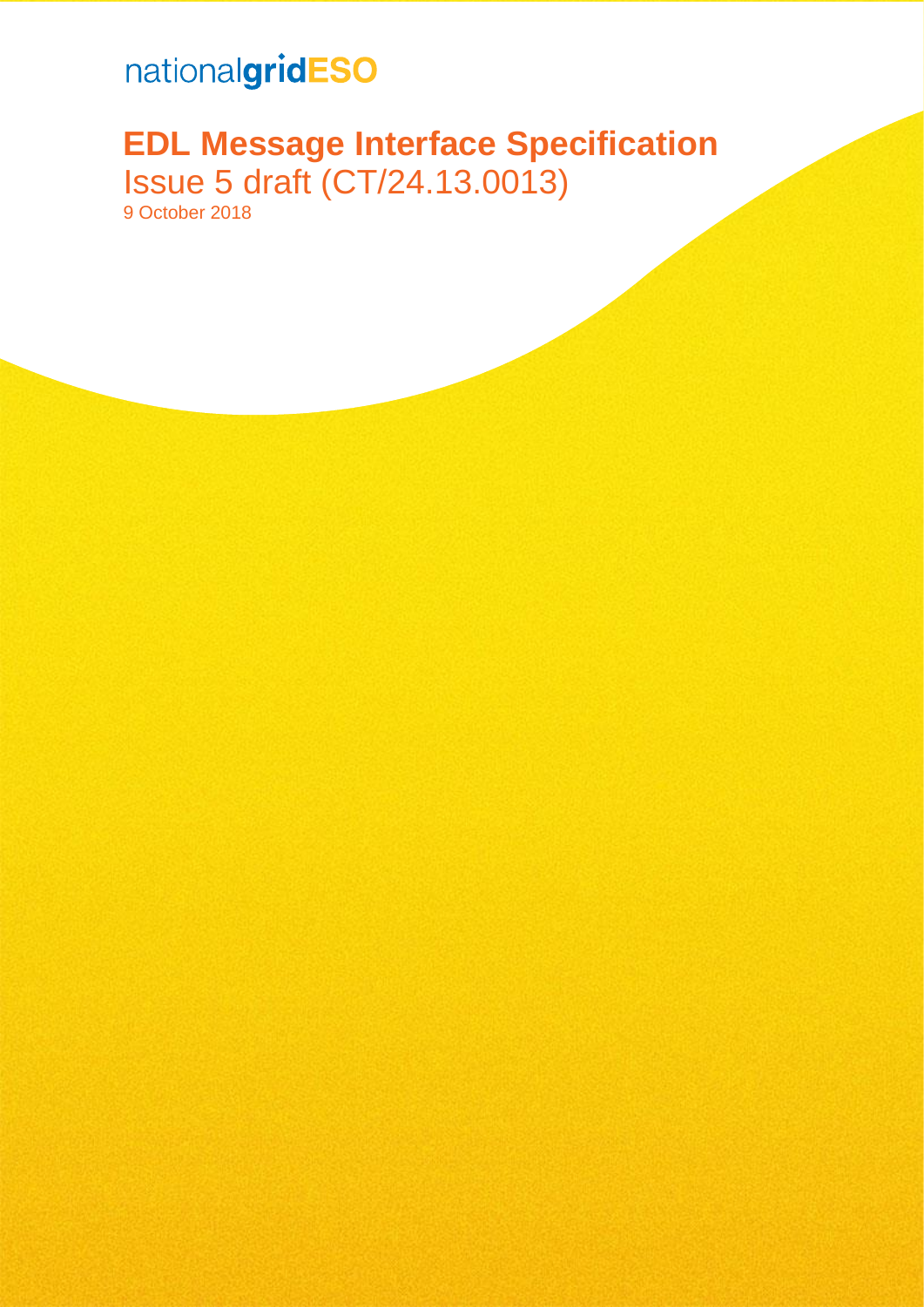nationalgridESO

# EDL Message Interface Specification

Issue 5 draft (CT/24.13.0013)

9 October 2018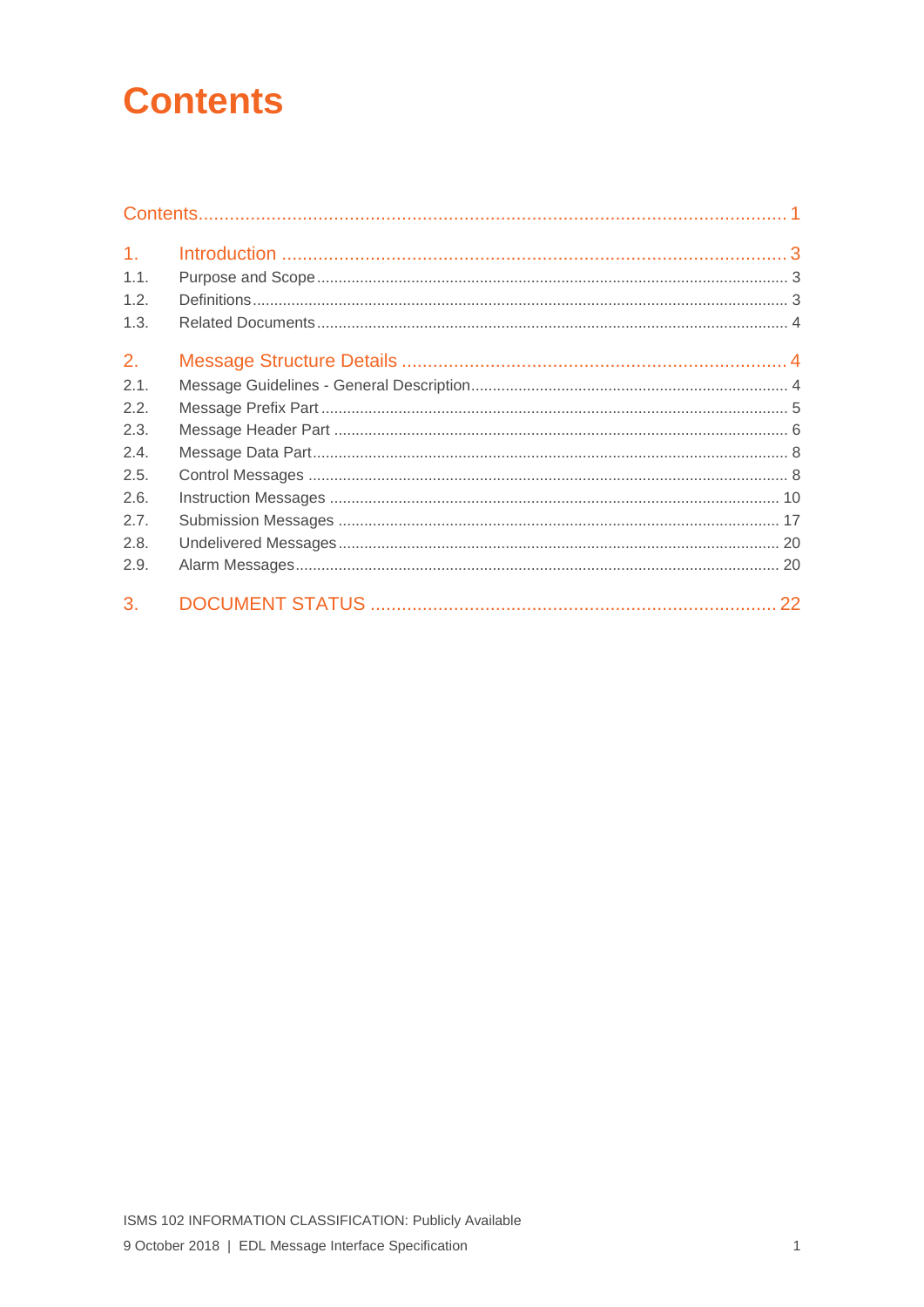# Contents

Contents ........................................................................................................ 1

1. Introduction ................................................................................................ 3
   - 1.1. Purpose and Scope ................................................................................. 3
   - 1.2. Definitions ............................................................................................. 3
   - 1.3. Related Documents ................................................................................. 4

2. Message Structure Details ............................................................................ 4
   - 2.1. Message Guidelines - General Description ............................................... 4
   - 2.2. Message Prefix Part ................................................................................ 5
   - 2.3. Message Header Part .............................................................................. 6
   - 2.4. Message Data Part .................................................................................. 8
   - 2.5. Control Messages ................................................................................... 8
   - 2.6. Instruction Messages ............................................................................ 10
   - 2.7. Submission Messages ............................................................................ 17
   - 2.8. Undelivered Messages ........................................................................... 20
   - 2.9. Alarm Messages .................................................................................... 20

3. DOCUMENT STATUS ................................................................................. 22

ISMS 102 INFORMATION CLASSIFICATION: Publicly Available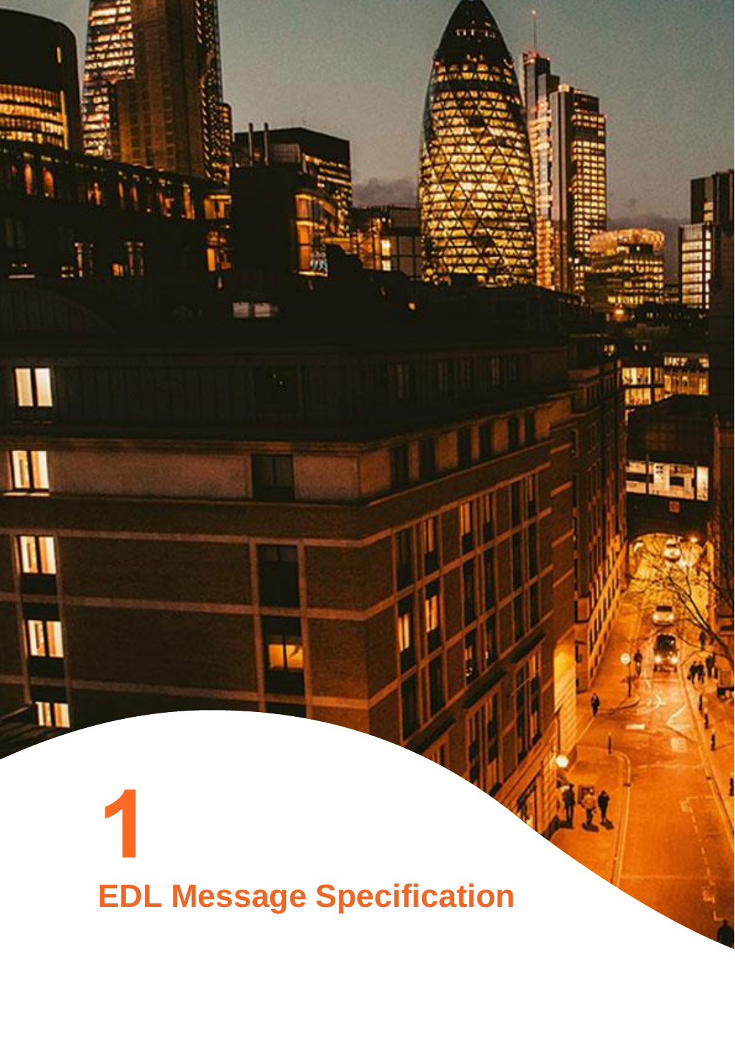# 1

# EDL Message Specification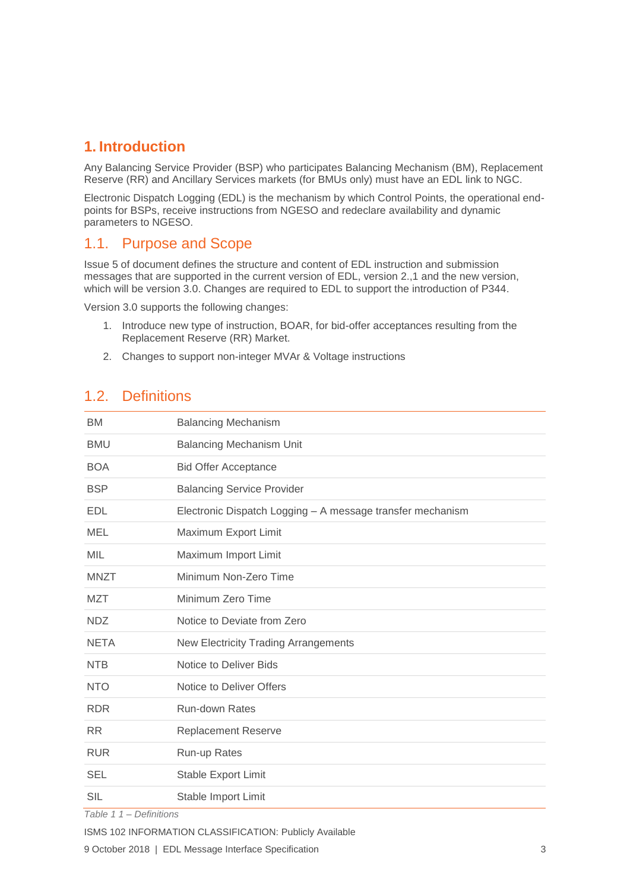# 1. Introduction

Any Balancing Service Provider (BSP) who participates Balancing Mechanism (BM), Replacement Reserve (RR) and Ancillary Services markets (for BMUs only) must have an EDL link to NGC.

Electronic Dispatch Logging (EDL) is the mechanism by which Control Points, the operational end-points for BSPs, receive instructions from NGESO and redeclare availability and dynamic parameters to NGESO.

## 1.1. Purpose and Scope

Issue 5 of document defines the structure and content of EDL instruction and submission messages that are supported in the current version of EDL, version 2.,1 and the new version, which will be version 3.0. Changes are required to EDL to support the introduction of P344.

Version 3.0 supports the following changes:

1. Introduce new type of instruction, BOAR, for bid-offer acceptances resulting from the Replacement Reserve (RR) Market.
2. Changes to support non-integer MVAr & Voltage instructions

## 1.2. Definitions

| | |
|---|---|
| BM | Balancing Mechanism |
| BMU | Balancing Mechanism Unit |
| BOA | Bid Offer Acceptance |
| BSP | Balancing Service Provider |
| EDL | Electronic Dispatch Logging – A message transfer mechanism |
| MEL | Maximum Export Limit |
| MIL | Maximum Import Limit |
| MNZT | Minimum Non-Zero Time |
| MZT | Minimum Zero Time |
| NDZ | Notice to Deviate from Zero |
| NETA | New Electricity Trading Arrangements |
| NTB | Notice to Deliver Bids |
| NTO | Notice to Deliver Offers |
| RDR | Run-down Rates |
| RR | Replacement Reserve |
| RUR | Run-up Rates |
| SEL | Stable Export Limit |
| SIL | Stable Import Limit |

*Table 1 1 – Definitions*

ISMS 102 INFORMATION CLASSIFICATION: Publicly Available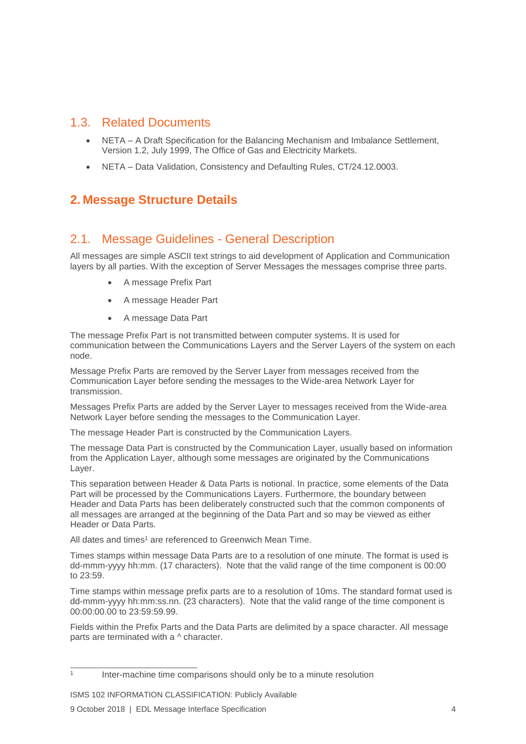## 1.3. Related Documents

- NETA – A Draft Specification for the Balancing Mechanism and Imbalance Settlement, Version 1.2, July 1999, The Office of Gas and Electricity Markets.
- NETA – Data Validation, Consistency and Defaulting Rules, CT/24.12.0003.

# 2. Message Structure Details

## 2.1. Message Guidelines - General Description

All messages are simple ASCII text strings to aid development of Application and Communication layers by all parties. With the exception of Server Messages the messages comprise three parts.

- A message Prefix Part
- A message Header Part
- A message Data Part

The message Prefix Part is not transmitted between computer systems. It is used for communication between the Communications Layers and the Server Layers of the system on each node.

Message Prefix Parts are removed by the Server Layer from messages received from the Communication Layer before sending the messages to the Wide-area Network Layer for transmission.

Messages Prefix Parts are added by the Server Layer to messages received from the Wide-area Network Layer before sending the messages to the Communication Layer.

The message Header Part is constructed by the Communication Layers.

The message Data Part is constructed by the Communication Layer, usually based on information from the Application Layer, although some messages are originated by the Communications Layer.

This separation between Header & Data Parts is notional. In practice, some elements of the Data Part will be processed by the Communications Layers. Furthermore, the boundary between Header and Data Parts has been deliberately constructed such that the common components of all messages are arranged at the beginning of the Data Part and so may be viewed as either Header or Data Parts.

All dates and times[1] are referenced to Greenwich Mean Time.

Times stamps within message Data Parts are to a resolution of one minute. The format is used is dd-mmm-yyyy hh:mm. (17 characters). Note that the valid range of the time component is 00:00 to 23:59.

Time stamps within message prefix parts are to a resolution of 10ms. The standard format used is dd-mmm-yyyy hh:mm:ss.nn. (23 characters). Note that the valid range of the time component is 00:00:00.00 to 23:59:59.99.

Fields within the Prefix Parts and the Data Parts are delimited by a space character. All message parts are terminated with a ^ character.

[1] Inter-machine time comparisons should only be to a minute resolution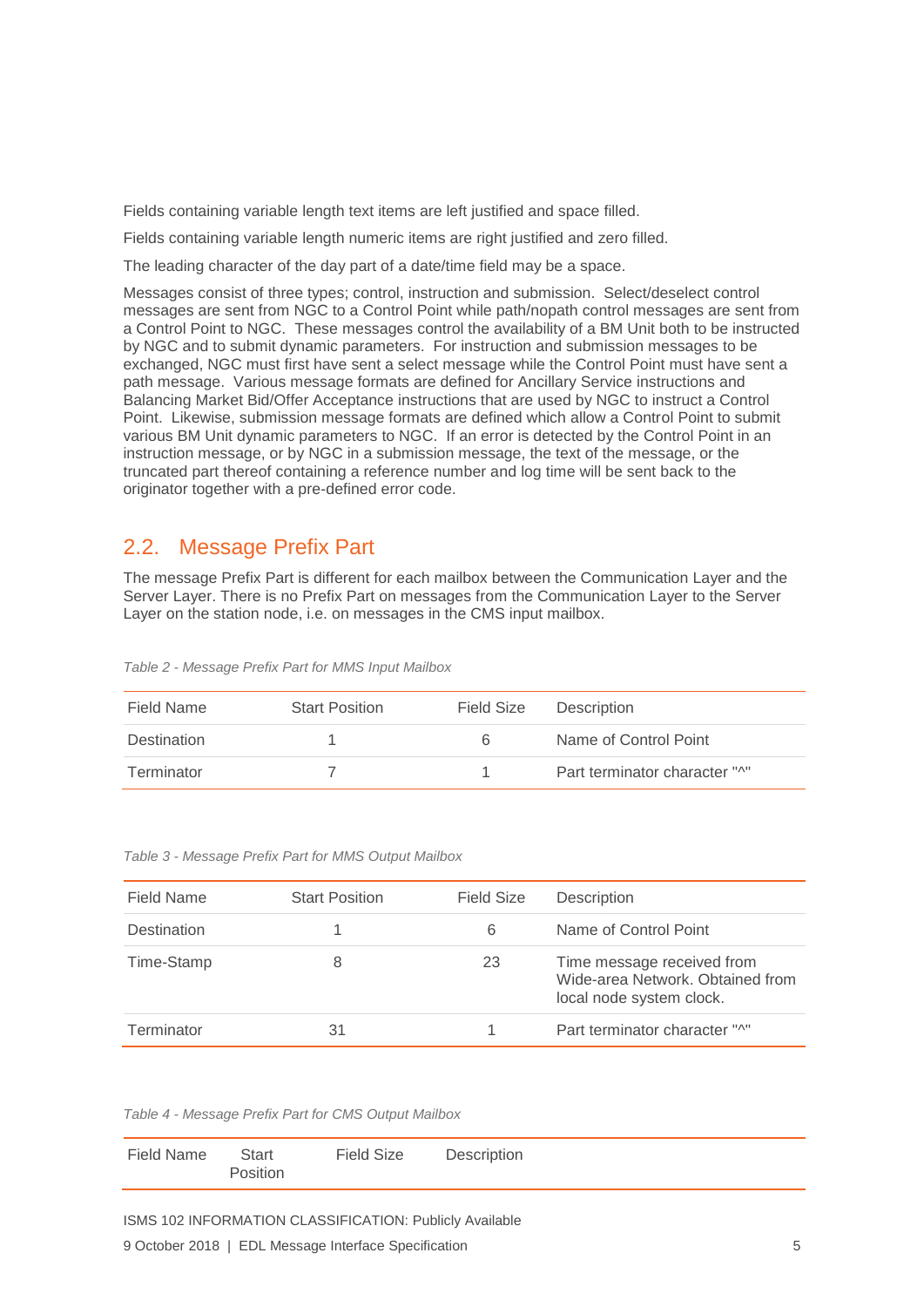Fields containing variable length text items are left justified and space filled.

Fields containing variable length numeric items are right justified and zero filled.

The leading character of the day part of a date/time field may be a space.

Messages consist of three types; control, instruction and submission. Select/deselect control messages are sent from NGC to a Control Point while path/nopath control messages are sent from a Control Point to NGC. These messages control the availability of a BM Unit both to be instructed by NGC and to submit dynamic parameters. For instruction and submission messages to be exchanged, NGC must first have sent a select message while the Control Point must have sent a path message. Various message formats are defined for Ancillary Service instructions and Balancing Market Bid/Offer Acceptance instructions that are used by NGC to instruct a Control Point. Likewise, submission message formats are defined which allow a Control Point to submit various BM Unit dynamic parameters to NGC. If an error is detected by the Control Point in an instruction message, or by NGC in a submission message, the text of the message, or the truncated part thereof containing a reference number and log time will be sent back to the originator together with a pre-defined error code.

## 2.2. Message Prefix Part

The message Prefix Part is different for each mailbox between the Communication Layer and the Server Layer. There is no Prefix Part on messages from the Communication Layer to the Server Layer on the station node, i.e. on messages in the CMS input mailbox.

*Table 2 - Message Prefix Part for MMS Input Mailbox*

| Field Name | Start Position | Field Size | Description |
|---|---|---|---|
| Destination | 1 | 6 | Name of Control Point |
| Terminator | 7 | 1 | Part terminator character "^" |

*Table 3 - Message Prefix Part for MMS Output Mailbox*

| Field Name | Start Position | Field Size | Description |
|---|---|---|---|
| Destination | 1 | 6 | Name of Control Point |
| Time-Stamp | 8 | 23 | Time message received from Wide-area Network. Obtained from local node system clock. |
| Terminator | 31 | 1 | Part terminator character "^" |

*Table 4 - Message Prefix Part for CMS Output Mailbox*

| Field Name | Start Position | Field Size | Description |
|---|---|---|---|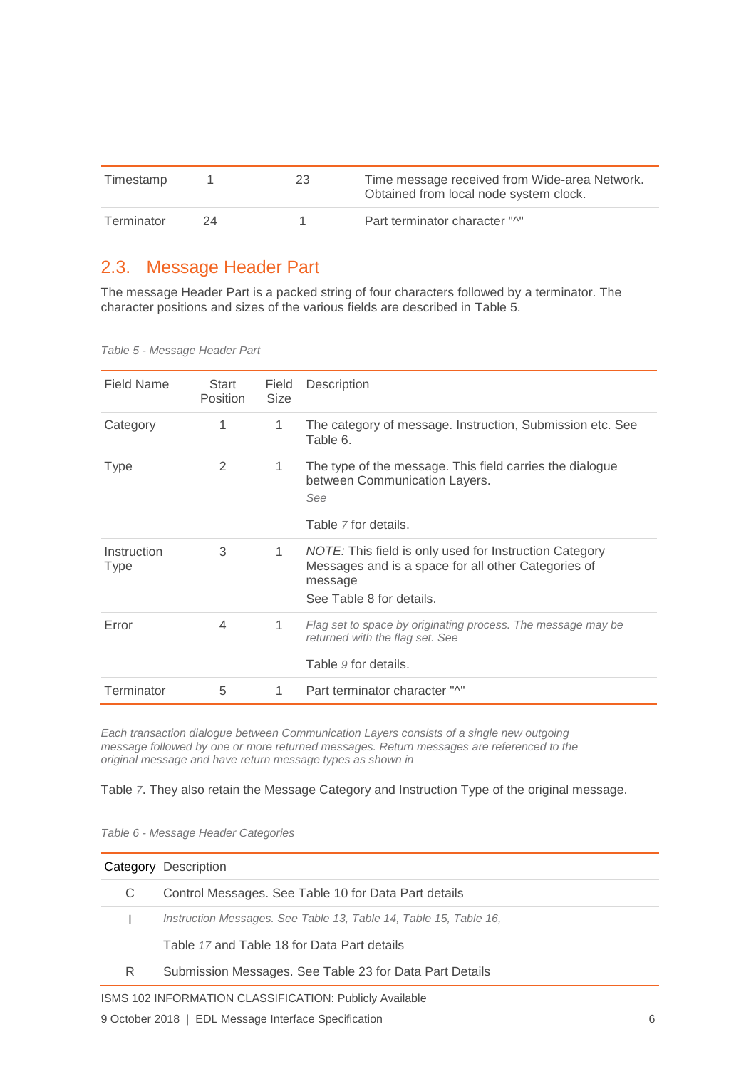| Timestamp | 1 | 23 | Time message received from Wide-area Network. Obtained from local node system clock. |
|---|---|---|---|
| Terminator | 24 | 1 | Part terminator character "^" |

## 2.3. Message Header Part

The message Header Part is a packed string of four characters followed by a terminator. The character positions and sizes of the various fields are described in Table 5.

*Table 5 - Message Header Part*

| Field Name | Start Position | Field Size | Description |
|---|---|---|---|
| Category | 1 | 1 | The category of message. Instruction, Submission etc. See Table 6. |
| Type | 2 | 1 | The type of the message. This field carries the dialogue between Communication Layers. *See* Table *7* for details. |
| Instruction Type | 3 | 1 | *NOTE:* This field is only used for Instruction Category Messages and is a space for all other Categories of message See Table 8 for details. |
| Error | 4 | 1 | *Flag set to space by originating process. The message may be returned with the flag set. See* Table *9* for details. |
| Terminator | 5 | 1 | Part terminator character "^" |

*Each transaction dialogue between Communication Layers consists of a single new outgoing message followed by one or more returned messages. Return messages are referenced to the original message and have return message types as shown in*

Table *7*. They also retain the Message Category and Instruction Type of the original message.

*Table 6 - Message Header Categories*

| Category | Description |
|---|---|
| C | Control Messages. See Table 10 for Data Part details |
| I | *Instruction Messages. See Table 13, Table 14, Table 15, Table 16,* Table *17* and Table 18 for Data Part details |
| R | Submission Messages. See Table 23 for Data Part Details |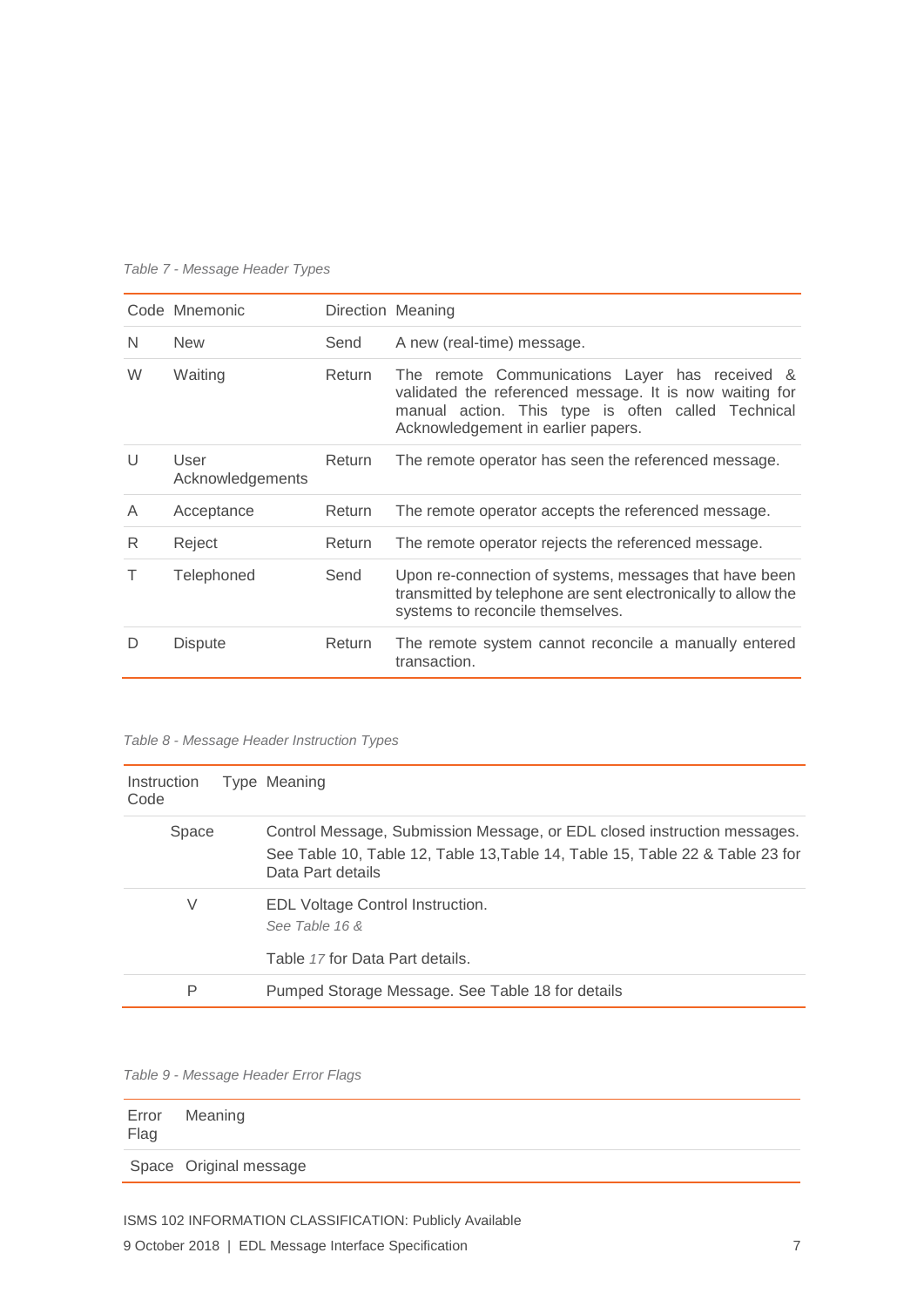*Table 7 - Message Header Types*

| Code | Mnemonic | Direction | Meaning |
| --- | --- | --- | --- |
| N | New | Send | A new (real-time) message. |
| W | Waiting | Return | The remote Communications Layer has received & validated the referenced message. It is now waiting for manual action. This type is often called Technical Acknowledgement in earlier papers. |
| U | User Acknowledgements | Return | The remote operator has seen the referenced message. |
| A | Acceptance | Return | The remote operator accepts the referenced message. |
| R | Reject | Return | The remote operator rejects the referenced message. |
| T | Telephoned | Send | Upon re-connection of systems, messages that have been transmitted by telephone are sent electronically to allow the systems to reconcile themselves. |
| D | Dispute | Return | The remote system cannot reconcile a manually entered transaction. |

*Table 8 - Message Header Instruction Types*

| Instruction Code | Type Meaning |
| --- | --- |
| Space | Control Message, Submission Message, or EDL closed instruction messages. See Table 10, Table 12, Table 13,Table 14, Table 15, Table 22 & Table 23 for Data Part details |
| V | EDL Voltage Control Instruction. *See Table 16 &* Table *17* for Data Part details. |
| P | Pumped Storage Message. See Table 18 for details |

*Table 9 - Message Header Error Flags*

| Error Flag | Meaning |
| --- | --- |
| Space | Original message |

ISMS 102 INFORMATION CLASSIFICATION: Publicly Available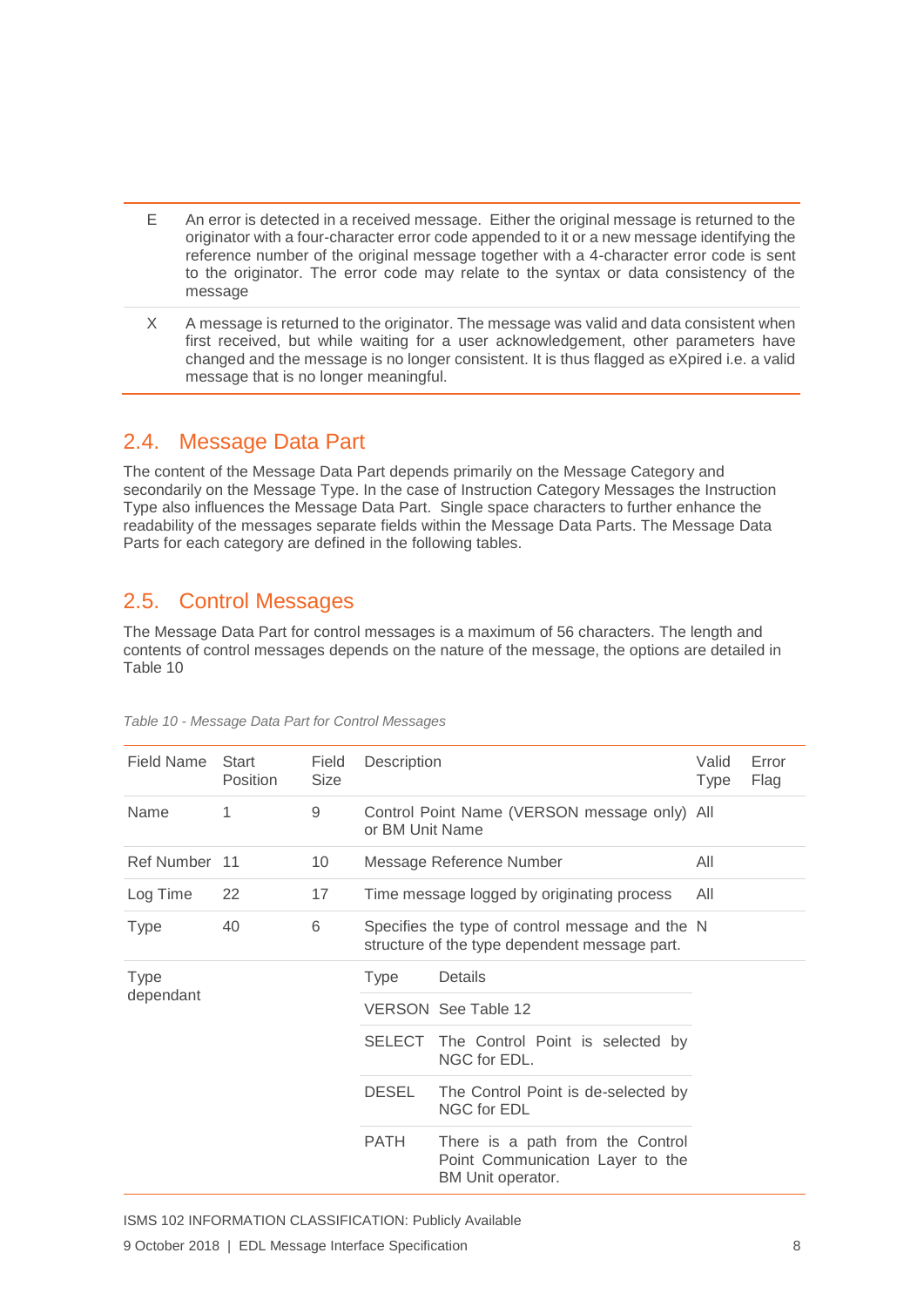| | |
|---|---|
| E | An error is detected in a received message. Either the original message is returned to the originator with a four-character error code appended to it or a new message identifying the reference number of the original message together with a 4-character error code is sent to the originator. The error code may relate to the syntax or data consistency of the message |
| X | A message is returned to the originator. The message was valid and data consistent when first received, but while waiting for a user acknowledgement, other parameters have changed and the message is no longer consistent. It is thus flagged as eXpired i.e. a valid message that is no longer meaningful. |

## 2.4. Message Data Part

The content of the Message Data Part depends primarily on the Message Category and secondarily on the Message Type. In the case of Instruction Category Messages the Instruction Type also influences the Message Data Part. Single space characters to further enhance the readability of the messages separate fields within the Message Data Parts. The Message Data Parts for each category are defined in the following tables.

## 2.5. Control Messages

The Message Data Part for control messages is a maximum of 56 characters. The length and contents of control messages depends on the nature of the message, the options are detailed in Table 10

*Table 10 - Message Data Part for Control Messages*

| Field Name | Start Position | Field Size | Description | | Valid Type | Error Flag |
|---|---|---|---|---|---|---|
| Name | 1 | 9 | Control Point Name (VERSON message only) or BM Unit Name | | All | |
| Ref Number | 11 | 10 | Message Reference Number | | All | |
| Log Time | 22 | 17 | Time message logged by originating process | | All | |
| Type | 40 | 6 | Specifies the type of control message and the structure of the type dependent message part. | | N | |
| Type dependant | | | Type | Details | | |
| | | | VERSON | See Table 12 | | |
| | | | SELECT | The Control Point is selected by NGC for EDL. | | |
| | | | DESEL | The Control Point is de-selected by NGC for EDL | | |
| | | | PATH | There is a path from the Control Point Communication Layer to the BM Unit operator. | | |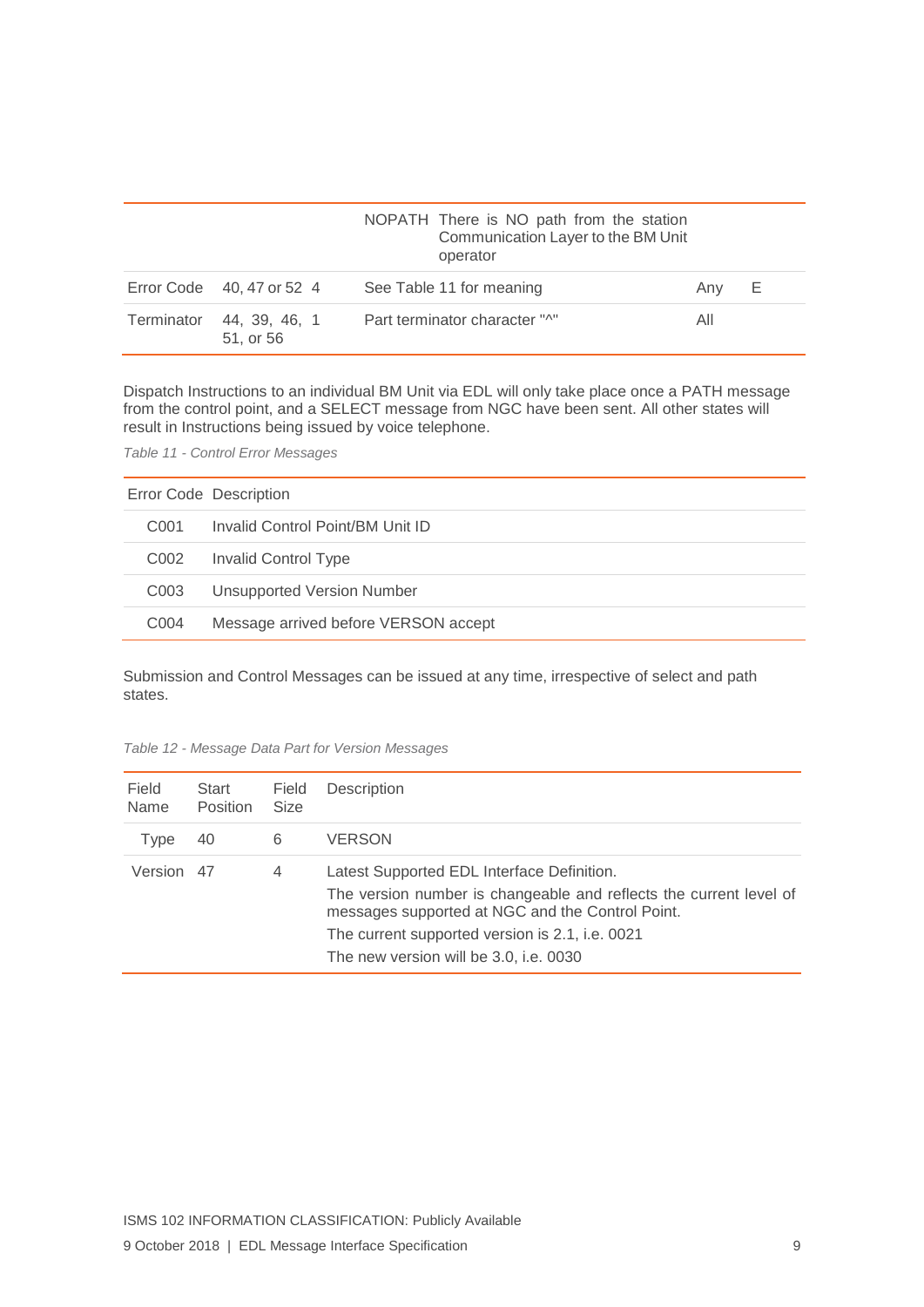|  |  |  | NOPATH | There is NO path from the station Communication Layer to the BM Unit operator |  |  |
|---|---|---|---|---|---|---|
| Error Code | 40, 47 or 52 | 4 | See Table 11 for meaning |  | Any | E |
| Terminator | 44, 39, 46, 51, or 56 | 1 | Part terminator character "^" |  | All |  |

Dispatch Instructions to an individual BM Unit via EDL will only take place once a PATH message from the control point, and a SELECT message from NGC have been sent. All other states will result in Instructions being issued by voice telephone.

*Table 11 - Control Error Messages*

| Error Code | Description |
|---|---|
| C001 | Invalid Control Point/BM Unit ID |
| C002 | Invalid Control Type |
| C003 | Unsupported Version Number |
| C004 | Message arrived before VERSON accept |

Submission and Control Messages can be issued at any time, irrespective of select and path states.

*Table 12 - Message Data Part for Version Messages*

| Field Name | Start Position | Field Size | Description |
|---|---|---|---|
| Type | 40 | 6 | VERSON |
| Version | 47 | 4 | Latest Supported EDL Interface Definition.<br>The version number is changeable and reflects the current level of messages supported at NGC and the Control Point.<br>The current supported version is 2.1, i.e. 0021<br>The new version will be 3.0, i.e. 0030 |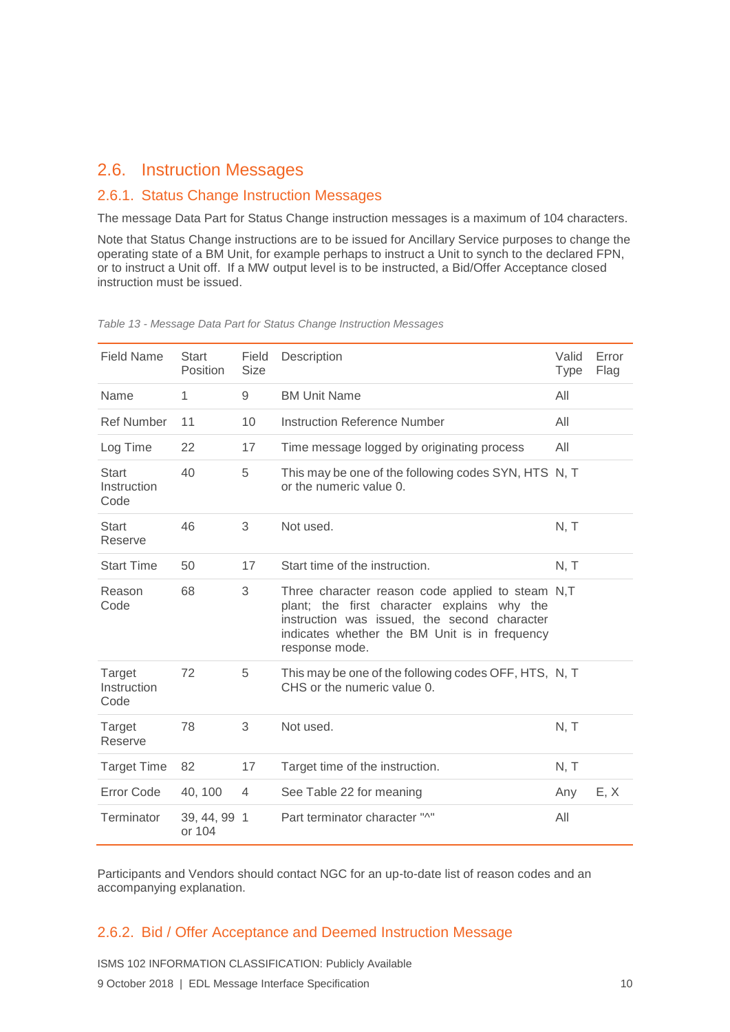## 2.6. Instruction Messages

### 2.6.1. Status Change Instruction Messages

The message Data Part for Status Change instruction messages is a maximum of 104 characters.

Note that Status Change instructions are to be issued for Ancillary Service purposes to change the operating state of a BM Unit, for example perhaps to instruct a Unit to synch to the declared FPN, or to instruct a Unit off. If a MW output level is to be instructed, a Bid/Offer Acceptance closed instruction must be issued.

*Table 13 - Message Data Part for Status Change Instruction Messages*

| Field Name | Start Position | Field Size | Description | Valid Type | Error Flag |
|---|---|---|---|---|---|
| Name | 1 | 9 | BM Unit Name | All | |
| Ref Number | 11 | 10 | Instruction Reference Number | All | |
| Log Time | 22 | 17 | Time message logged by originating process | All | |
| Start Instruction Code | 40 | 5 | This may be one of the following codes SYN, HTS or the numeric value 0. | N, T | |
| Start Reserve | 46 | 3 | Not used. | N, T | |
| Start Time | 50 | 17 | Start time of the instruction. | N, T | |
| Reason Code | 68 | 3 | Three character reason code applied to steam plant; the first character explains why the instruction was issued, the second character indicates whether the BM Unit is in frequency response mode. | N,T | |
| Target Instruction Code | 72 | 5 | This may be one of the following codes OFF, HTS, CHS or the numeric value 0. | N, T | |
| Target Reserve | 78 | 3 | Not used. | N, T | |
| Target Time | 82 | 17 | Target time of the instruction. | N, T | |
| Error Code | 40, 100 | 4 | See Table 22 for meaning | Any | E, X |
| Terminator | 39, 44, 99 or 104 | 1 | Part terminator character "^" | All | |

Participants and Vendors should contact NGC for an up-to-date list of reason codes and an accompanying explanation.

### 2.6.2. Bid / Offer Acceptance and Deemed Instruction Message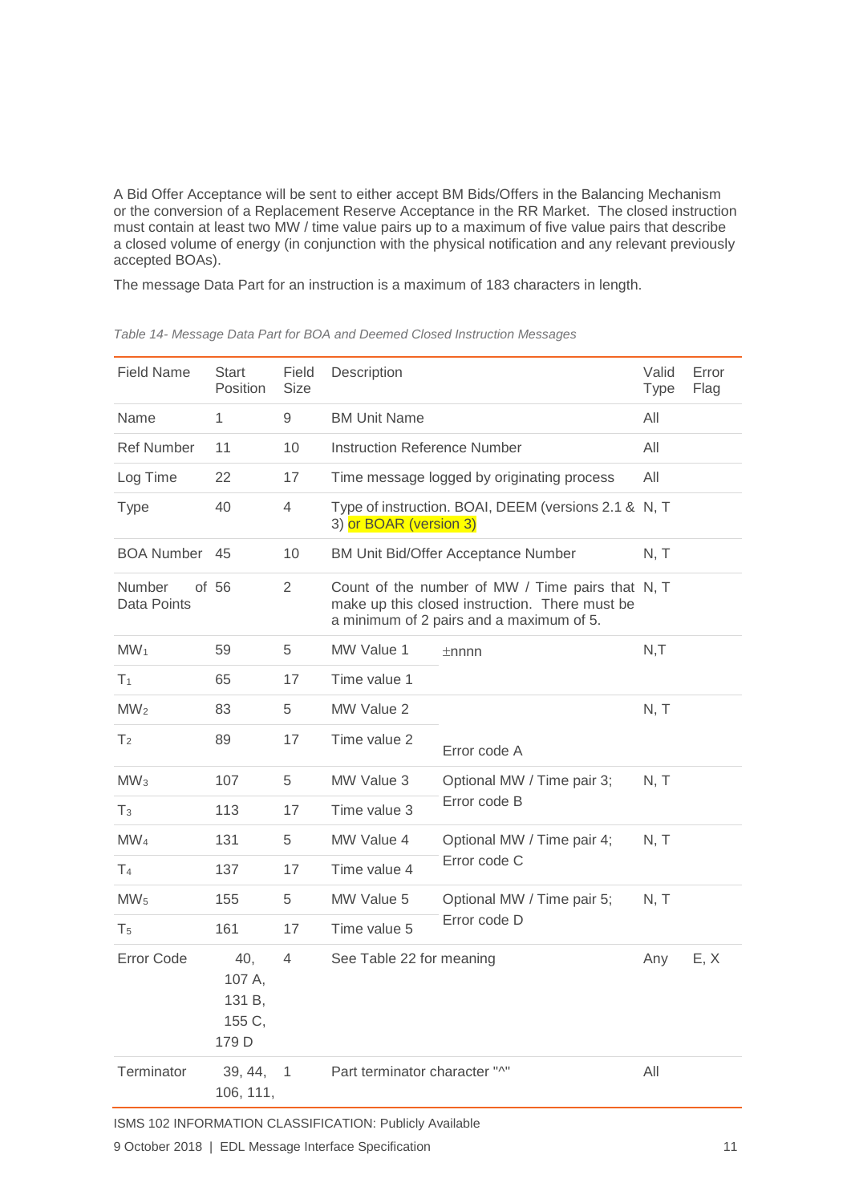A Bid Offer Acceptance will be sent to either accept BM Bids/Offers in the Balancing Mechanism or the conversion of a Replacement Reserve Acceptance in the RR Market. The closed instruction must contain at least two MW / time value pairs up to a maximum of five value pairs that describe a closed volume of energy (in conjunction with the physical notification and any relevant previously accepted BOAs).

The message Data Part for an instruction is a maximum of 183 characters in length.

*Table 14- Message Data Part for BOA and Deemed Closed Instruction Messages*

| Field Name | Start Position | Field Size | Description | | Valid Type | Error Flag |
|---|---|---|---|---|---|---|
| Name | 1 | 9 | BM Unit Name | | All | |
| Ref Number | 11 | 10 | Instruction Reference Number | | All | |
| Log Time | 22 | 17 | Time message logged by originating process | | All | |
| Type | 40 | 4 | Type of instruction. BOAI, DEEM (versions 2.1 & 3) or BOAR (version 3) | | N, T | |
| BOA Number | 45 | 10 | BM Unit Bid/Offer Acceptance Number | | N, T | |
| Number of Data Points | 56 | 2 | Count of the number of MW / Time pairs that make up this closed instruction. There must be a minimum of 2 pairs and a maximum of 5. | | N, T | |
| $MW_1$ | 59 | 5 | MW Value 1 | ±nnnn | N,T | |
| $T_1$ | 65 | 17 | Time value 1 | | | |
| $MW_2$ | 83 | 5 | MW Value 2 | | N, T | |
| $T_2$ | 89 | 17 | Time value 2 | Error code A | | |
| $MW_3$ | 107 | 5 | MW Value 3 | Optional MW / Time pair 3; Error code B | N, T | |
| $T_3$ | 113 | 17 | Time value 3 | | | |
| $MW_4$ | 131 | 5 | MW Value 4 | Optional MW / Time pair 4; Error code C | N, T | |
| $T_4$ | 137 | 17 | Time value 4 | | | |
| $MW_5$ | 155 | 5 | MW Value 5 | Optional MW / Time pair 5; Error code D | N, T | |
| $T_5$ | 161 | 17 | Time value 5 | | | |
| Error Code | 40, 107 A, 131 B, 155 C, 179 D | 4 | See Table 22 for meaning | | Any | E, X |
| Terminator | 39, 44, 106, 111, | 1 | Part terminator character "^" | | All | |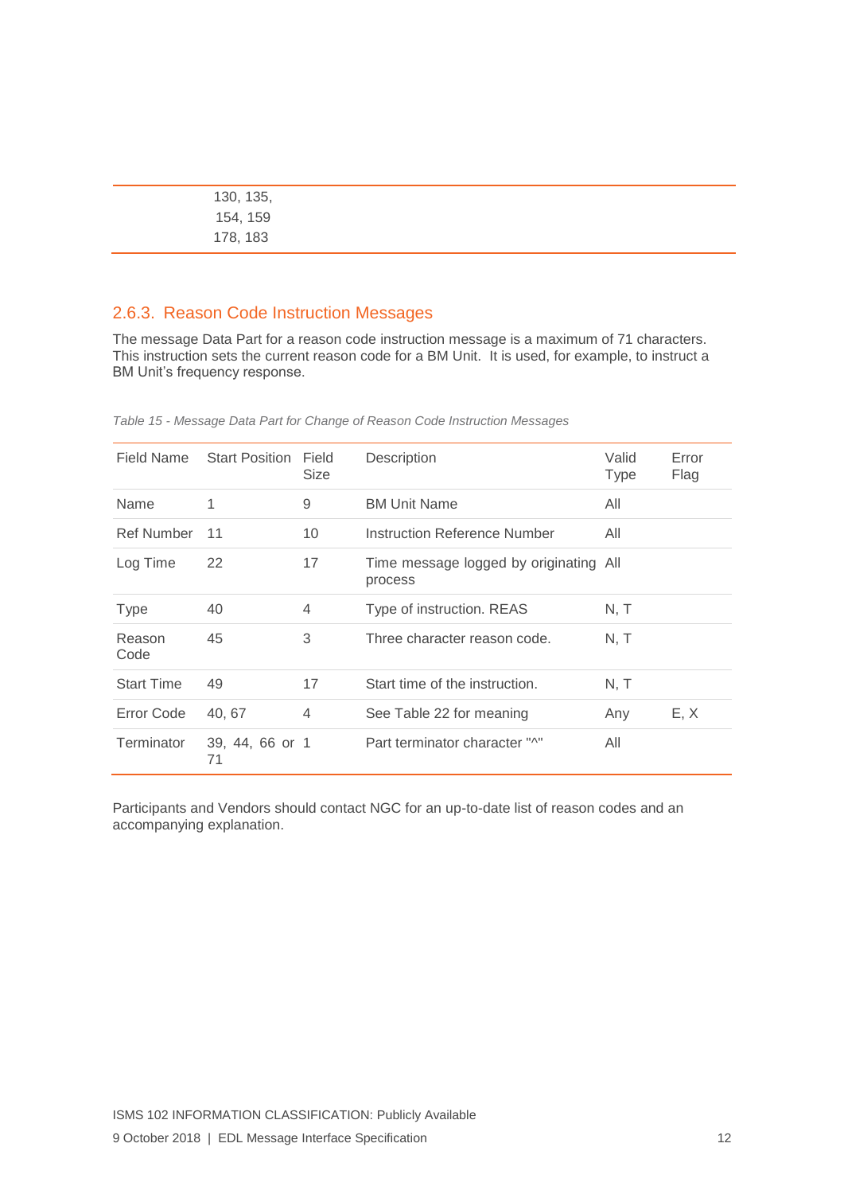| | | | | | |
|---|---|---|---|---|---|
| | 130, 135, 154, 159 178, 183 | | | | |

### 2.6.3. Reason Code Instruction Messages

The message Data Part for a reason code instruction message is a maximum of 71 characters. This instruction sets the current reason code for a BM Unit. It is used, for example, to instruct a BM Unit's frequency response.

*Table 15 - Message Data Part for Change of Reason Code Instruction Messages*

| Field Name | Start Position | Field Size | Description | Valid Type | Error Flag |
|---|---|---|---|---|---|
| Name | 1 | 9 | BM Unit Name | All | |
| Ref Number | 11 | 10 | Instruction Reference Number | All | |
| Log Time | 22 | 17 | Time message logged by originating process | All | |
| Type | 40 | 4 | Type of instruction. REAS | N, T | |
| Reason Code | 45 | 3 | Three character reason code. | N, T | |
| Start Time | 49 | 17 | Start time of the instruction. | N, T | |
| Error Code | 40, 67 | 4 | See Table 22 for meaning | Any | E, X |
| Terminator | 39, 44, 66 or 71 | 1 | Part terminator character "^" | All | |

Participants and Vendors should contact NGC for an up-to-date list of reason codes and an accompanying explanation.

ISMS 102 INFORMATION CLASSIFICATION: Publicly Available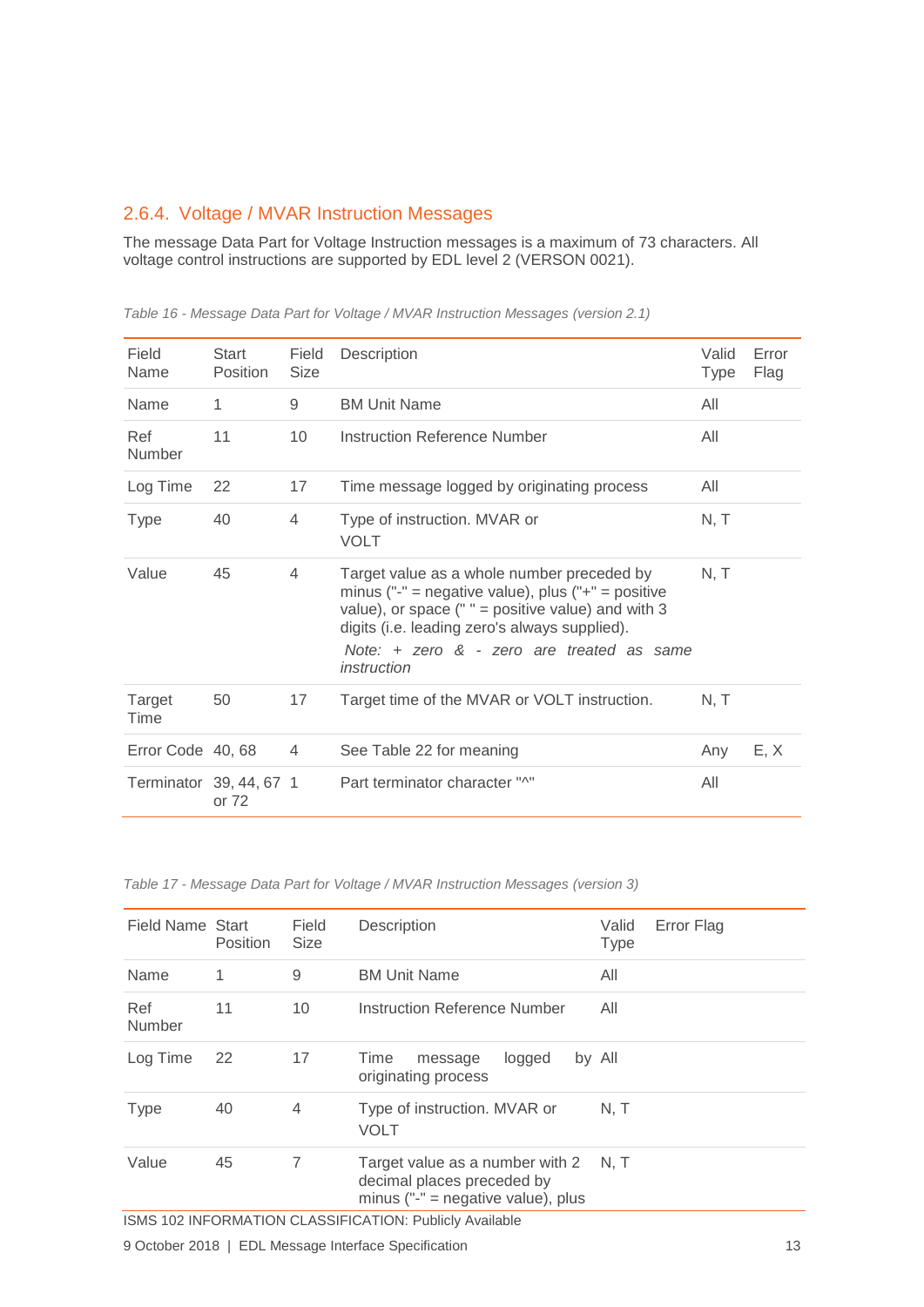### 2.6.4. Voltage / MVAR Instruction Messages

The message Data Part for Voltage Instruction messages is a maximum of 73 characters. All voltage control instructions are supported by EDL level 2 (VERSON 0021).

*Table 16 - Message Data Part for Voltage / MVAR Instruction Messages (version 2.1)*

| Field Name | Start Position | Field Size | Description | Valid Type | Error Flag |
|---|---|---|---|---|---|
| Name | 1 | 9 | BM Unit Name | All | |
| Ref Number | 11 | 10 | Instruction Reference Number | All | |
| Log Time | 22 | 17 | Time message logged by originating process | All | |
| Type | 40 | 4 | Type of instruction. MVAR or VOLT | N, T | |
| Value | 45 | 4 | Target value as a whole number preceded by minus ("-" = negative value), plus ("+" = positive value), or space (" " = positive value) and with 3 digits (i.e. leading zero's always supplied).<br>*Note: + zero & - zero are treated as same instruction* | N, T | |
| Target Time | 50 | 17 | Target time of the MVAR or VOLT instruction. | N, T | |
| Error Code | 40, 68 | 4 | See Table 22 for meaning | Any | E, X |
| Terminator | 39, 44, 67 or 72 | 1 | Part terminator character "^" | All | |

*Table 17 - Message Data Part for Voltage / MVAR Instruction Messages (version 3)*

| Field Name | Start Position | Field Size | Description | Valid Type | Error Flag |
|---|---|---|---|---|---|
| Name | 1 | 9 | BM Unit Name | All | |
| Ref Number | 11 | 10 | Instruction Reference Number | All | |
| Log Time | 22 | 17 | Time message logged by originating process | All | |
| Type | 40 | 4 | Type of instruction. MVAR or VOLT | N, T | |
| Value | 45 | 7 | Target value as a number with 2 decimal places preceded by minus ("-" = negative value), plus | N, T | |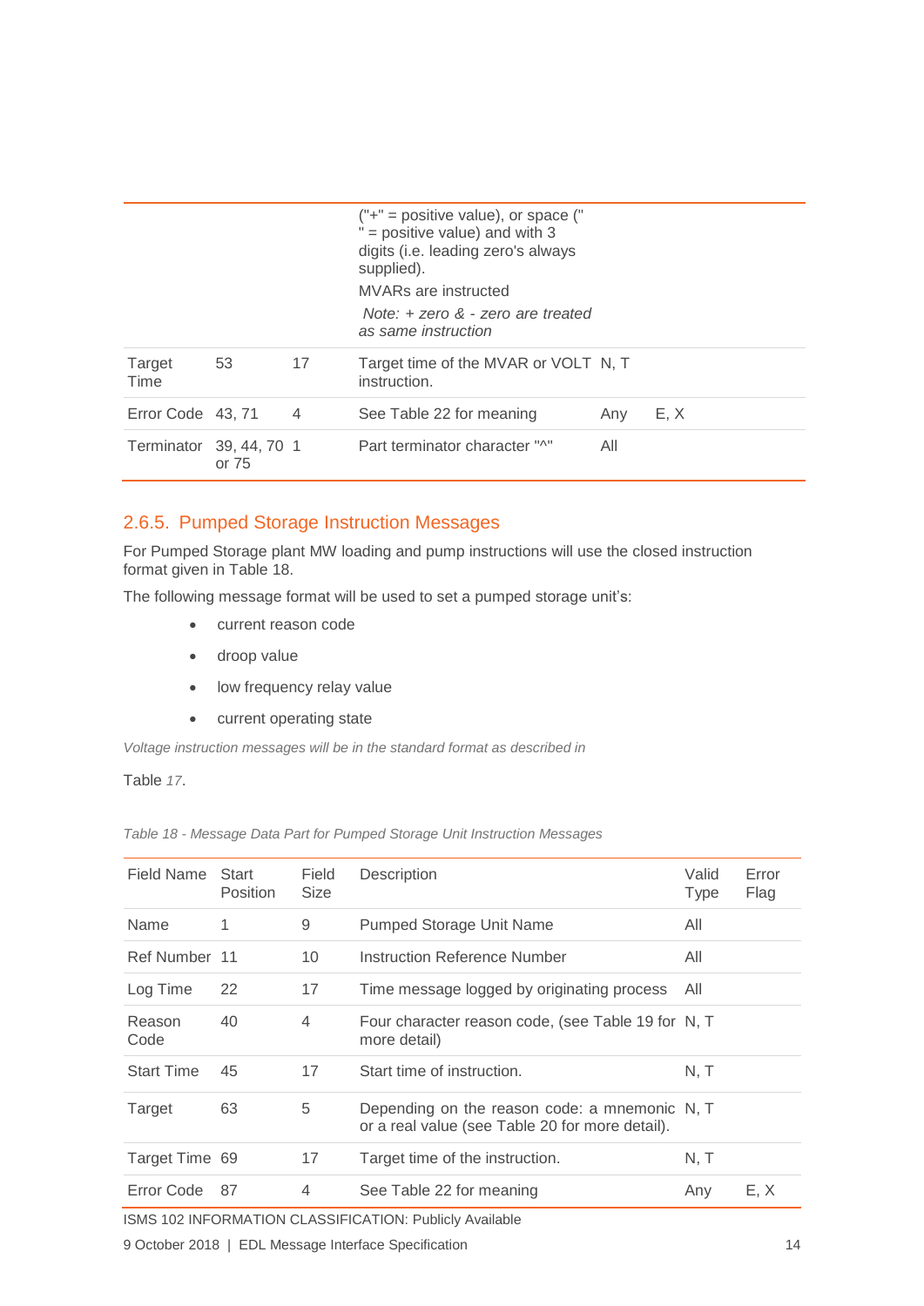| | | | ("+" = positive value), or space (" " = positive value) and with 3 digits (i.e. leading zero's always supplied).<br>MVARs are instructed<br>*Note: + zero & - zero are treated as same instruction* | | |
|---|---|---|---|---|---|
| Target Time | 53 | 17 | Target time of the MVAR or VOLT instruction. | N, T | |
| Error Code | 43, 71 | 4 | See Table 22 for meaning | Any | E, X |
| Terminator | 39, 44, 70 or 75 | 1 | Part terminator character "^" | All | |

### 2.6.5. Pumped Storage Instruction Messages

For Pumped Storage plant MW loading and pump instructions will use the closed instruction format given in Table 18.

The following message format will be used to set a pumped storage unit's:

- current reason code
- droop value
- low frequency relay value
- current operating state

*Voltage instruction messages will be in the standard format as described in*

Table *17*.

*Table 18 - Message Data Part for Pumped Storage Unit Instruction Messages*

| Field Name | Start Position | Field Size | Description | Valid Type | Error Flag |
|---|---|---|---|---|---|
| Name | 1 | 9 | Pumped Storage Unit Name | All | |
| Ref Number | 11 | 10 | Instruction Reference Number | All | |
| Log Time | 22 | 17 | Time message logged by originating process | All | |
| Reason Code | 40 | 4 | Four character reason code, (see Table 19 for more detail) | N, T | |
| Start Time | 45 | 17 | Start time of instruction. | N, T | |
| Target | 63 | 5 | Depending on the reason code: a mnemonic or a real value (see Table 20 for more detail). | N, T | |
| Target Time | 69 | 17 | Target time of the instruction. | N, T | |
| Error Code | 87 | 4 | See Table 22 for meaning | Any | E, X |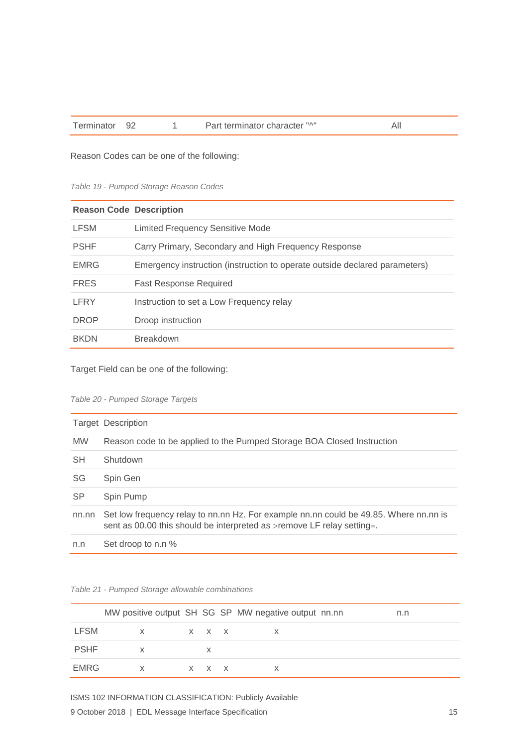| Terminator | 92 | 1 | Part terminator character "^" | All |
|---|---|---|---|---|

Reason Codes can be one of the following:

*Table 19 - Pumped Storage Reason Codes*

| Reason Code | Description |
|---|---|
| LFSM | Limited Frequency Sensitive Mode |
| PSHF | Carry Primary, Secondary and High Frequency Response |
| EMRG | Emergency instruction (instruction to operate outside declared parameters) |
| FRES | Fast Response Required |
| LFRY | Instruction to set a Low Frequency relay |
| DROP | Droop instruction |
| BKDN | Breakdown |

Target Field can be one of the following:

*Table 20 - Pumped Storage Targets*

| Target | Description |
|---|---|
| MW | Reason code to be applied to the Pumped Storage BOA Closed Instruction |
| SH | Shutdown |
| SG | Spin Gen |
| SP | Spin Pump |
| nn.nn | Set low frequency relay to nn.nn Hz. For example nn.nn could be 49.85. Where nn.nn is sent as 00.00 this should be interpreted as >remove LF relay setting=. |
| n.n | Set droop to n.n % |

*Table 21 - Pumped Storage allowable combinations*

| | MW positive output | SH | SG | SP | MW negative output | nn.nn | n.n |
|---|---|---|---|---|---|---|---|
| LFSM | x | x | x | x | x | | |
| PSHF | x | | x | | | | |
| EMRG | x | x | x | x | x | | |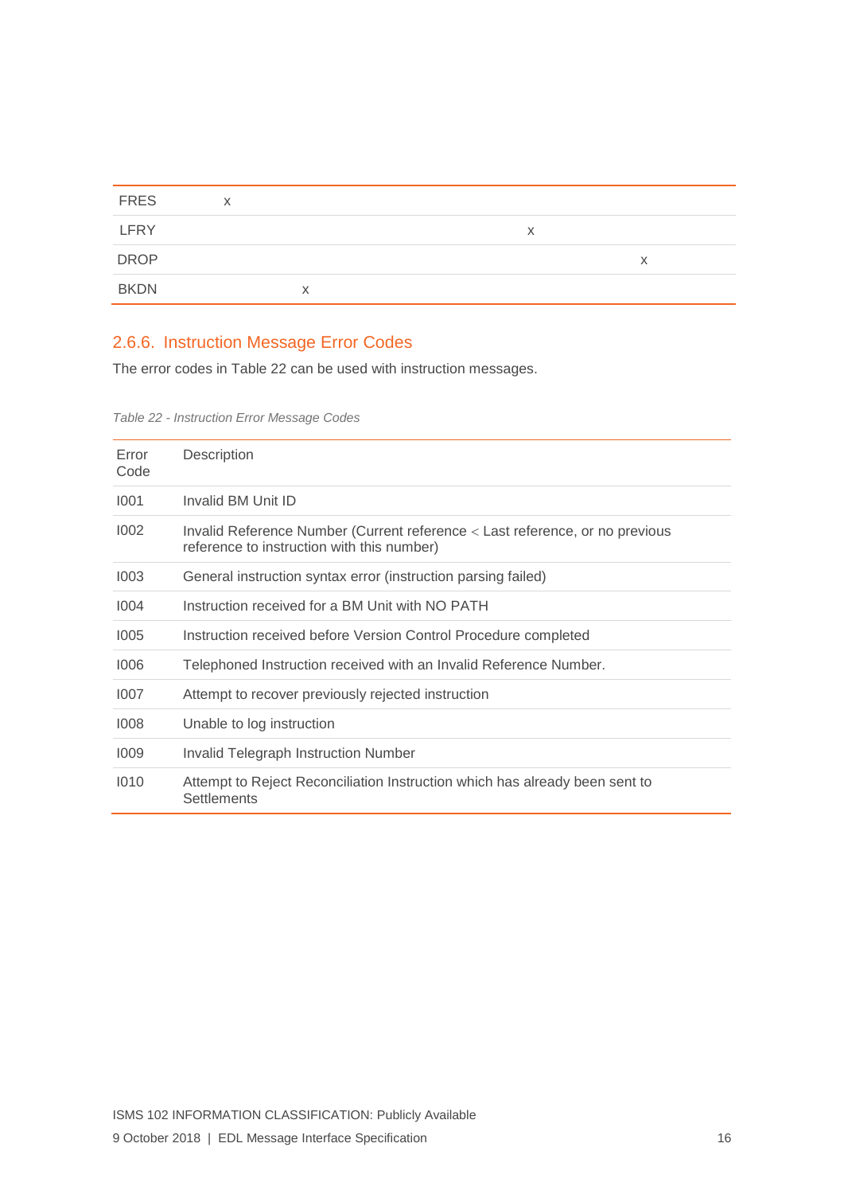|  |  |  |  |  |  |
|---|---|---|---|---|---|
| FRES | x |  |  |  |  |
| LFRY |  |  |  | x |  |
| DROP |  |  |  |  | x |
| BKDN |  | x |  |  |  |

## 2.6.6. Instruction Message Error Codes

The error codes in Table 22 can be used with instruction messages.

*Table 22 - Instruction Error Message Codes*

| Error Code | Description |
|---|---|
| I001 | Invalid BM Unit ID |
| I002 | Invalid Reference Number (Current reference < Last reference, or no previous reference to instruction with this number) |
| I003 | General instruction syntax error (instruction parsing failed) |
| I004 | Instruction received for a BM Unit with NO PATH |
| I005 | Instruction received before Version Control Procedure completed |
| I006 | Telephoned Instruction received with an Invalid Reference Number. |
| I007 | Attempt to recover previously rejected instruction |
| I008 | Unable to log instruction |
| I009 | Invalid Telegraph Instruction Number |
| I010 | Attempt to Reject Reconciliation Instruction which has already been sent to Settlements |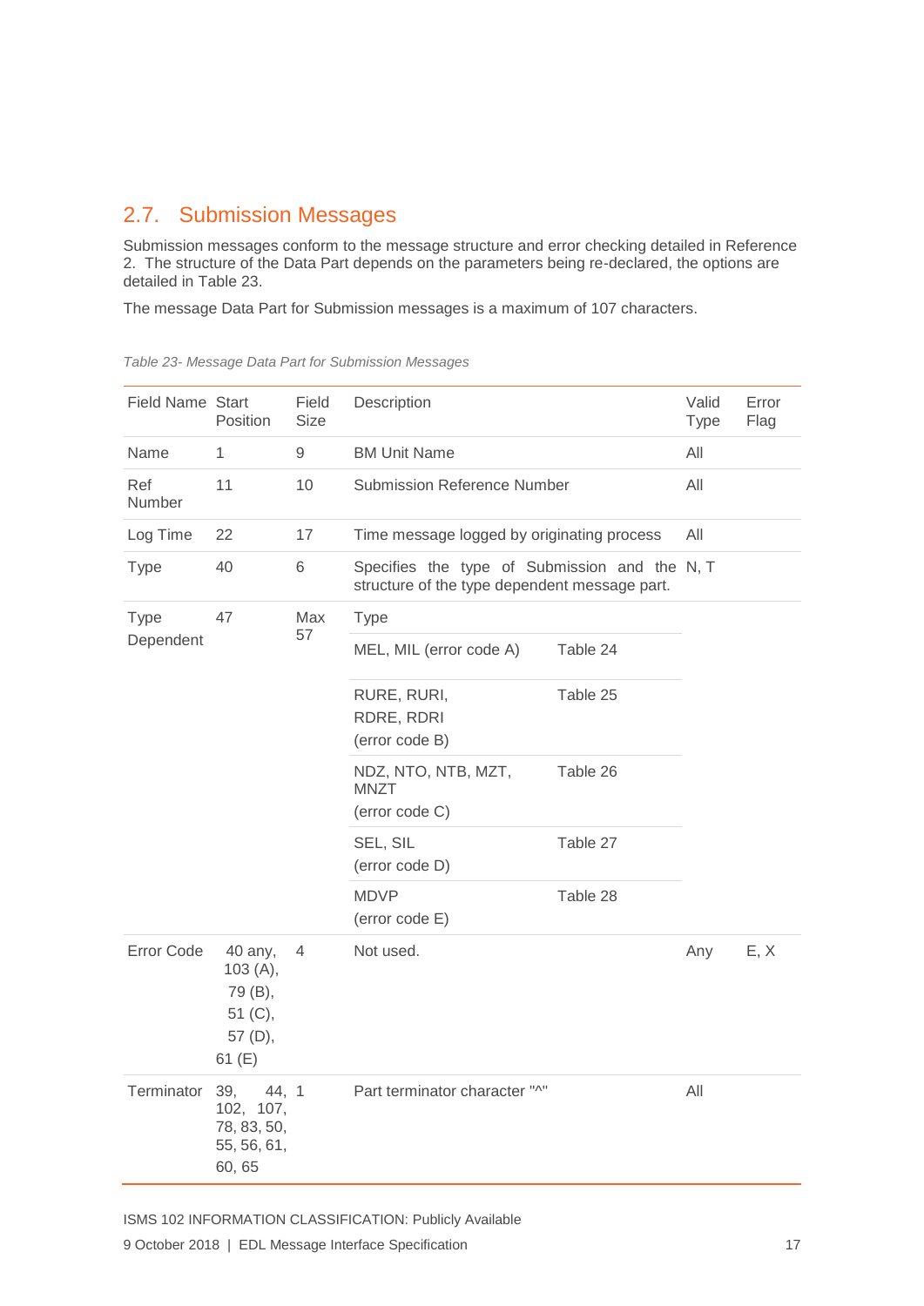## 2.7. Submission Messages

Submission messages conform to the message structure and error checking detailed in Reference 2. The structure of the Data Part depends on the parameters being re-declared, the options are detailed in Table 23.

The message Data Part for Submission messages is a maximum of 107 characters.

*Table 23- Message Data Part for Submission Messages*

| Field Name | Start Position | Field Size | Description | | Valid Type | Error Flag |
|---|---|---|---|---|---|---|
| Name | 1 | 9 | BM Unit Name | | All | |
| Ref Number | 11 | 10 | Submission Reference Number | | All | |
| Log Time | 22 | 17 | Time message logged by originating process | | All | |
| Type | 40 | 6 | Specifies the type of Submission and the structure of the type dependent message part. | | N, T | |
| Type Dependent | 47 | Max 57 | Type | | | |
| | | | MEL, MIL (error code A) | Table 24 | | |
| | | | RURE, RURI, RDRE, RDRI (error code B) | Table 25 | | |
| | | | NDZ, NTO, NTB, MZT, MNZT (error code C) | Table 26 | | |
| | | | SEL, SIL (error code D) | Table 27 | | |
| | | | MDVP (error code E) | Table 28 | | |
| Error Code | 40 any, 103 (A), 79 (B), 51 (C), 57 (D), 61 (E) | 4 | Not used. | | Any | E, X |
| Terminator | 39, 44, 102, 107, 78, 83, 50, 55, 56, 61, 60, 65 | 1 | Part terminator character "^" | | All | |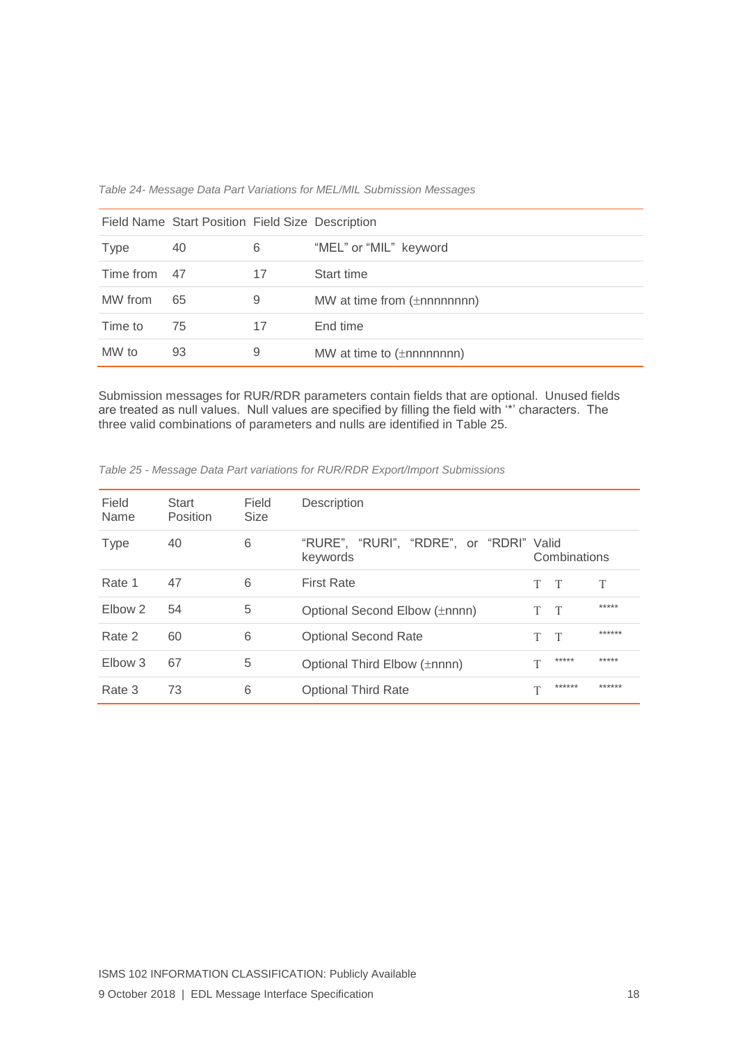*Table 24- Message Data Part Variations for MEL/MIL Submission Messages*

| Field Name | Start Position | Field Size | Description |
|---|---|---|---|
| Type | 40 | 6 | "MEL" or "MIL" keyword |
| Time from | 47 | 17 | Start time |
| MW from | 65 | 9 | MW at time from (±nnnnnnnn) |
| Time to | 75 | 17 | End time |
| MW to | 93 | 9 | MW at time to (±nnnnnnnn) |

Submission messages for RUR/RDR parameters contain fields that are optional. Unused fields are treated as null values. Null values are specified by filling the field with '*' characters. The three valid combinations of parameters and nulls are identified in Table 25.

*Table 25 - Message Data Part variations for RUR/RDR Export/Import Submissions*

| Field Name | Start Position | Field Size | Description | Valid Combinations | | |
|---|---|---|---|---|---|---|
| Type | 40 | 6 | "RURE", "RURI", "RDRE", or "RDRI" keywords | | | |
| Rate 1 | 47 | 6 | First Rate | T | T | T |
| Elbow 2 | 54 | 5 | Optional Second Elbow (±nnnn) | T | T | ***** |
| Rate 2 | 60 | 6 | Optional Second Rate | T | T | ****** |
| Elbow 3 | 67 | 5 | Optional Third Elbow (±nnnn) | T | ***** | ***** |
| Rate 3 | 73 | 6 | Optional Third Rate | T | ****** | ****** |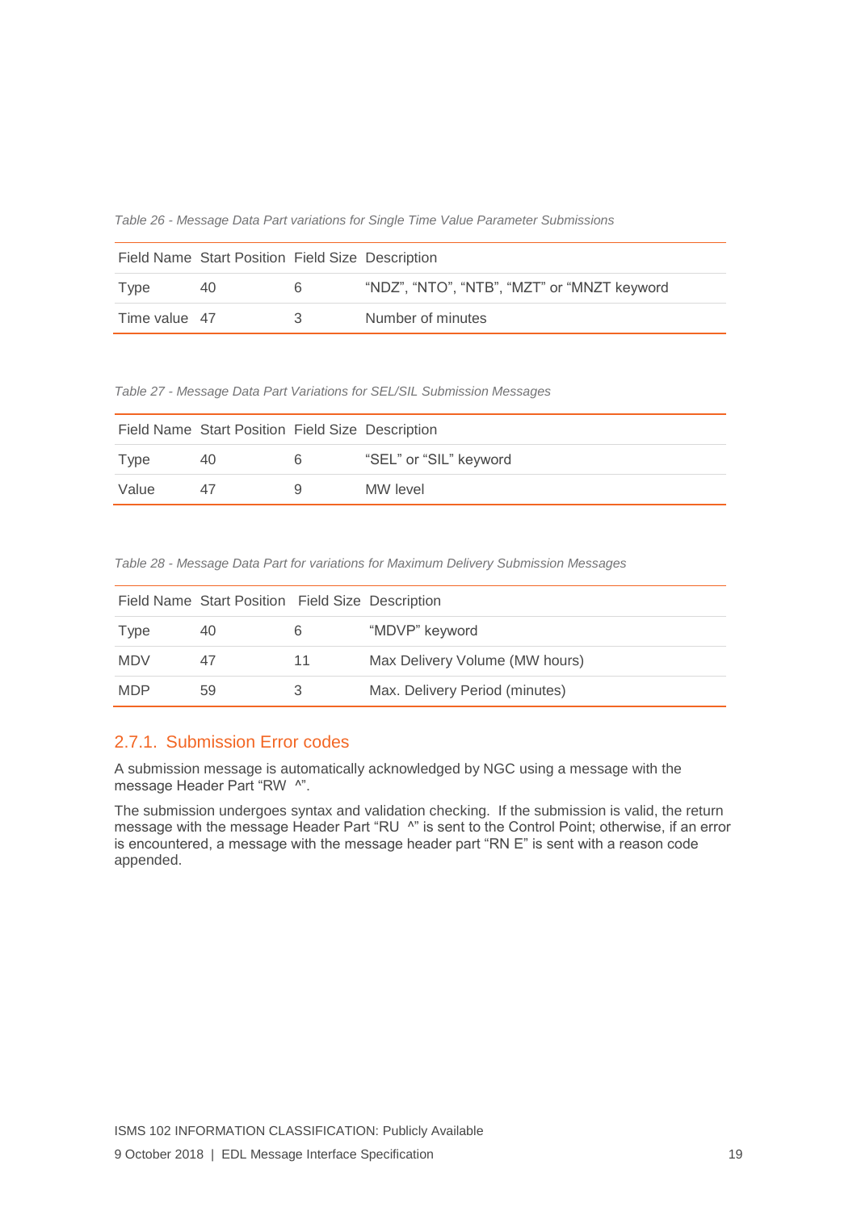*Table 26 - Message Data Part variations for Single Time Value Parameter Submissions*

| Field Name | Start Position | Field Size | Description |
|---|---|---|---|
| Type | 40 | 6 | "NDZ", "NTO", "NTB", "MZT" or "MNZT keyword |
| Time value | 47 | 3 | Number of minutes |

*Table 27 - Message Data Part Variations for SEL/SIL Submission Messages*

| Field Name | Start Position | Field Size | Description |
|---|---|---|---|
| Type | 40 | 6 | "SEL" or "SIL" keyword |
| Value | 47 | 9 | MW level |

*Table 28 - Message Data Part for variations for Maximum Delivery Submission Messages*

| Field Name | Start Position | Field Size | Description |
|---|---|---|---|
| Type | 40 | 6 | "MDVP" keyword |
| MDV | 47 | 11 | Max Delivery Volume (MW hours) |
| MDP | 59 | 3 | Max. Delivery Period (minutes) |

### 2.7.1. Submission Error codes

A submission message is automatically acknowledged by NGC using a message with the message Header Part "RW ^".

The submission undergoes syntax and validation checking. If the submission is valid, the return message with the message Header Part "RU ^" is sent to the Control Point; otherwise, if an error is encountered, a message with the message header part "RN E" is sent with a reason code appended.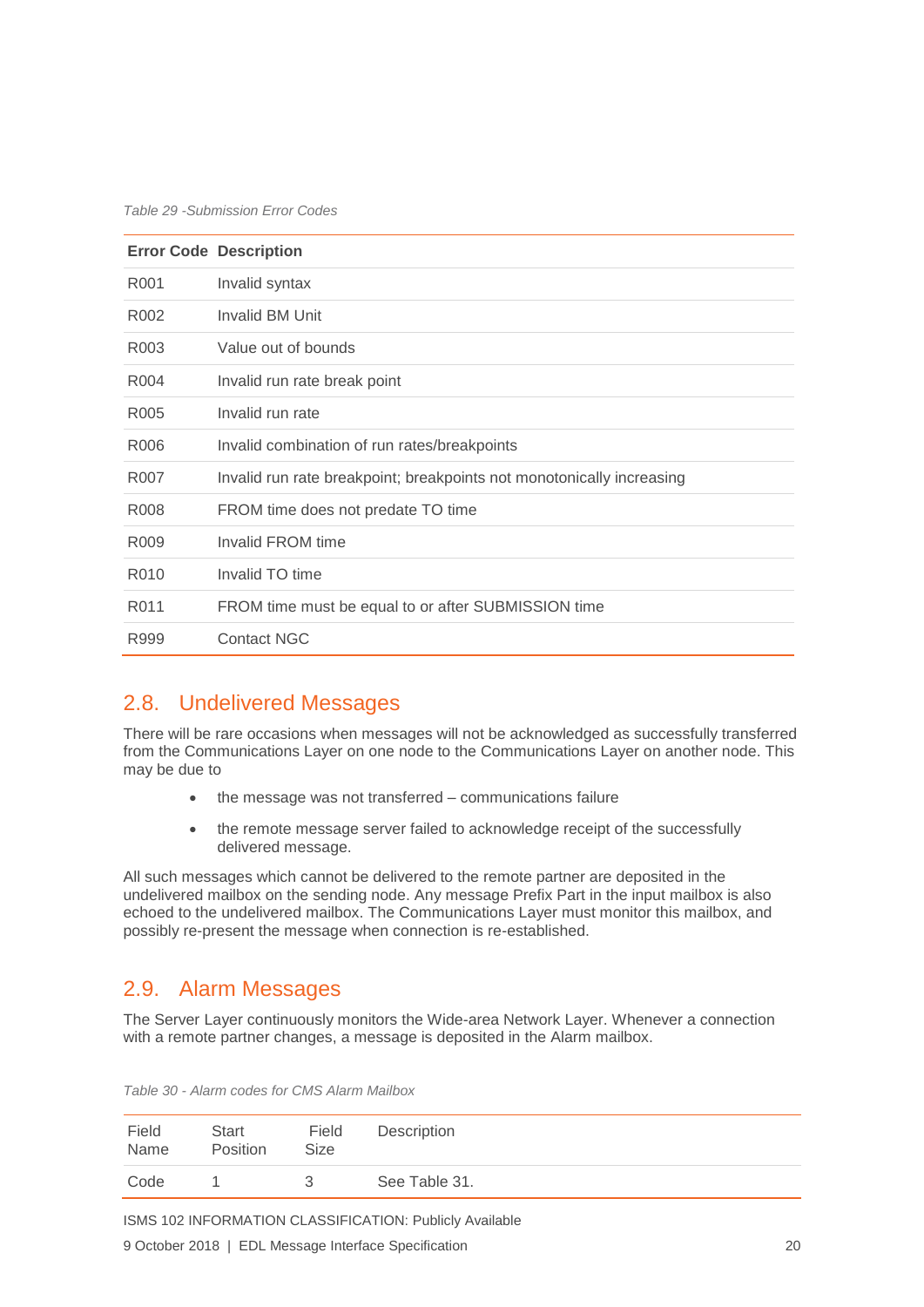*Table 29 -Submission Error Codes*

| Error Code | Description |
|---|---|
| R001 | Invalid syntax |
| R002 | Invalid BM Unit |
| R003 | Value out of bounds |
| R004 | Invalid run rate break point |
| R005 | Invalid run rate |
| R006 | Invalid combination of run rates/breakpoints |
| R007 | Invalid run rate breakpoint; breakpoints not monotonically increasing |
| R008 | FROM time does not predate TO time |
| R009 | Invalid FROM time |
| R010 | Invalid TO time |
| R011 | FROM time must be equal to or after SUBMISSION time |
| R999 | Contact NGC |

## 2.8. Undelivered Messages

There will be rare occasions when messages will not be acknowledged as successfully transferred from the Communications Layer on one node to the Communications Layer on another node. This may be due to

- the message was not transferred – communications failure
- the remote message server failed to acknowledge receipt of the successfully delivered message.

All such messages which cannot be delivered to the remote partner are deposited in the undelivered mailbox on the sending node. Any message Prefix Part in the input mailbox is also echoed to the undelivered mailbox. The Communications Layer must monitor this mailbox, and possibly re-present the message when connection is re-established.

## 2.9. Alarm Messages

The Server Layer continuously monitors the Wide-area Network Layer. Whenever a connection with a remote partner changes, a message is deposited in the Alarm mailbox.

*Table 30 - Alarm codes for CMS Alarm Mailbox*

| Field Name | Start Position | Field Size | Description |
|---|---|---|---|
| Code | 1 | 3 | See Table 31. |

ISMS 102 INFORMATION CLASSIFICATION: Publicly Available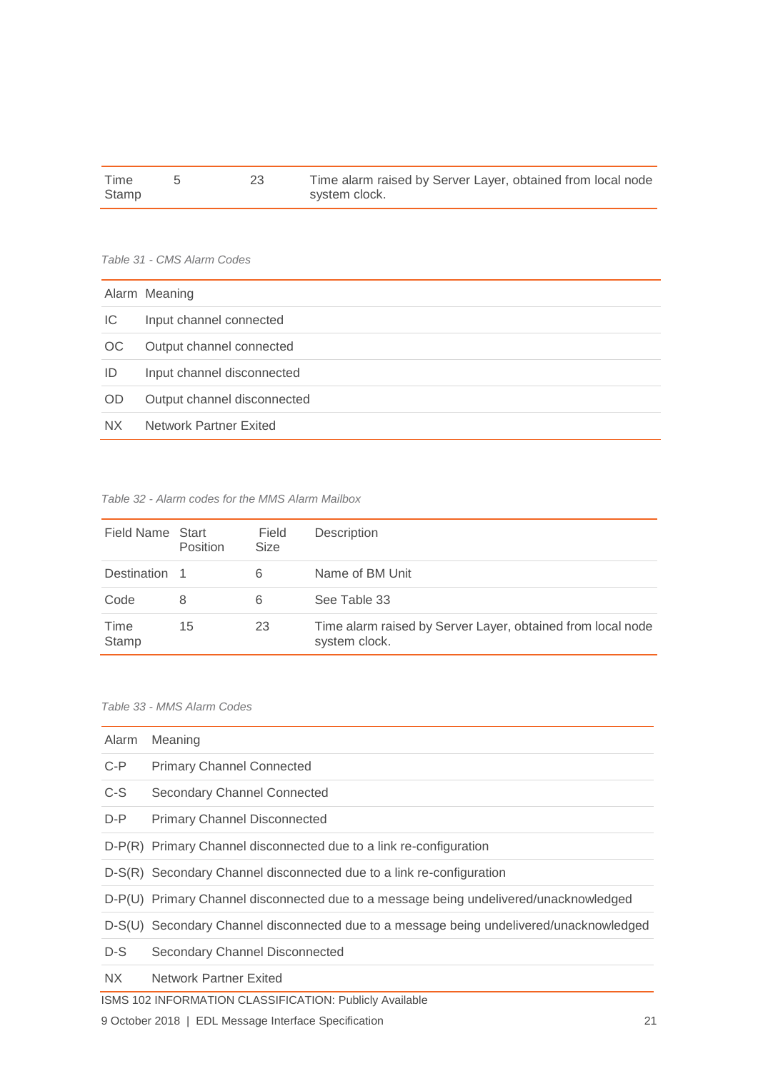| Time Stamp | 5 | 23 | Time alarm raised by Server Layer, obtained from local node system clock. |
|---|---|---|---|

*Table 31 - CMS Alarm Codes*

| Alarm | Meaning |
|---|---|
| IC | Input channel connected |
| OC | Output channel connected |
| ID | Input channel disconnected |
| OD | Output channel disconnected |
| NX | Network Partner Exited |

*Table 32 - Alarm codes for the MMS Alarm Mailbox*

| Field Name | Start Position | Field Size | Description |
|---|---|---|---|
| Destination | 1 | 6 | Name of BM Unit |
| Code | 8 | 6 | See Table 33 |
| Time Stamp | 15 | 23 | Time alarm raised by Server Layer, obtained from local node system clock. |

*Table 33 - MMS Alarm Codes*

| Alarm | Meaning |
|---|---|
| C-P | Primary Channel Connected |
| C-S | Secondary Channel Connected |
| D-P | Primary Channel Disconnected |
| D-P(R) | Primary Channel disconnected due to a link re-configuration |
| D-S(R) | Secondary Channel disconnected due to a link re-configuration |
| D-P(U) | Primary Channel disconnected due to a message being undelivered/unacknowledged |
| D-S(U) | Secondary Channel disconnected due to a message being undelivered/unacknowledged |
| D-S | Secondary Channel Disconnected |
| NX | Network Partner Exited |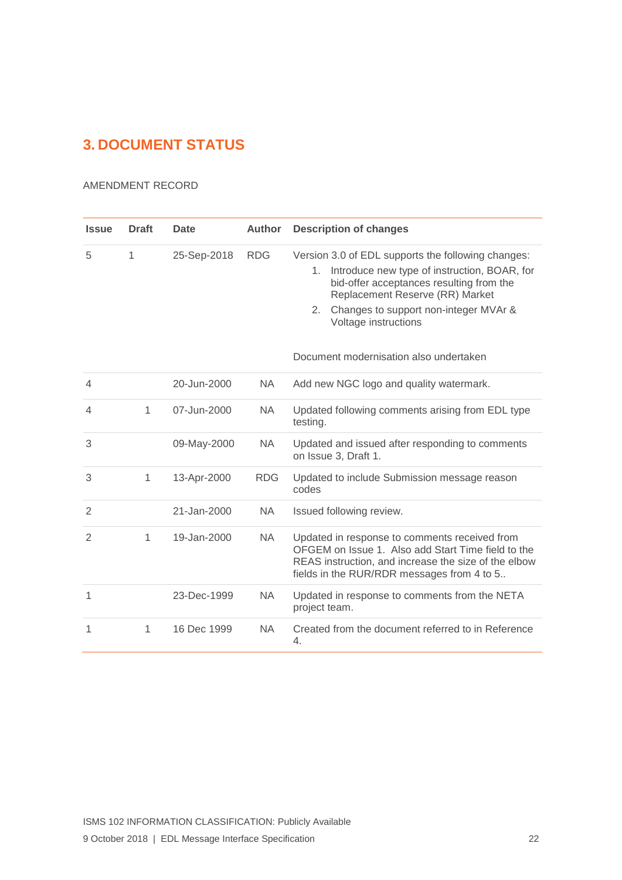# 3. DOCUMENT STATUS

AMENDMENT RECORD

| Issue | Draft | Date | Author | Description of changes |
|---|---|---|---|---|
| 5 | 1 | 25-Sep-2018 | RDG | Version 3.0 of EDL supports the following changes:<br>1. Introduce new type of instruction, BOAR, for bid-offer acceptances resulting from the Replacement Reserve (RR) Market<br>2. Changes to support non-integer MVAr & Voltage instructions<br><br>Document modernisation also undertaken |
| 4 | | 20-Jun-2000 | NA | Add new NGC logo and quality watermark. |
| 4 | 1 | 07-Jun-2000 | NA | Updated following comments arising from EDL type testing. |
| 3 | | 09-May-2000 | NA | Updated and issued after responding to comments on Issue 3, Draft 1. |
| 3 | 1 | 13-Apr-2000 | RDG | Updated to include Submission message reason codes |
| 2 | | 21-Jan-2000 | NA | Issued following review. |
| 2 | 1 | 19-Jan-2000 | NA | Updated in response to comments received from OFGEM on Issue 1. Also add Start Time field to the REAS instruction, and increase the size of the elbow fields in the RUR/RDR messages from 4 to 5.. |
| 1 | | 23-Dec-1999 | NA | Updated in response to comments from the NETA project team. |
| 1 | 1 | 16 Dec 1999 | NA | Created from the document referred to in Reference 4. |

ISMS 102 INFORMATION CLASSIFICATION: Publicly Available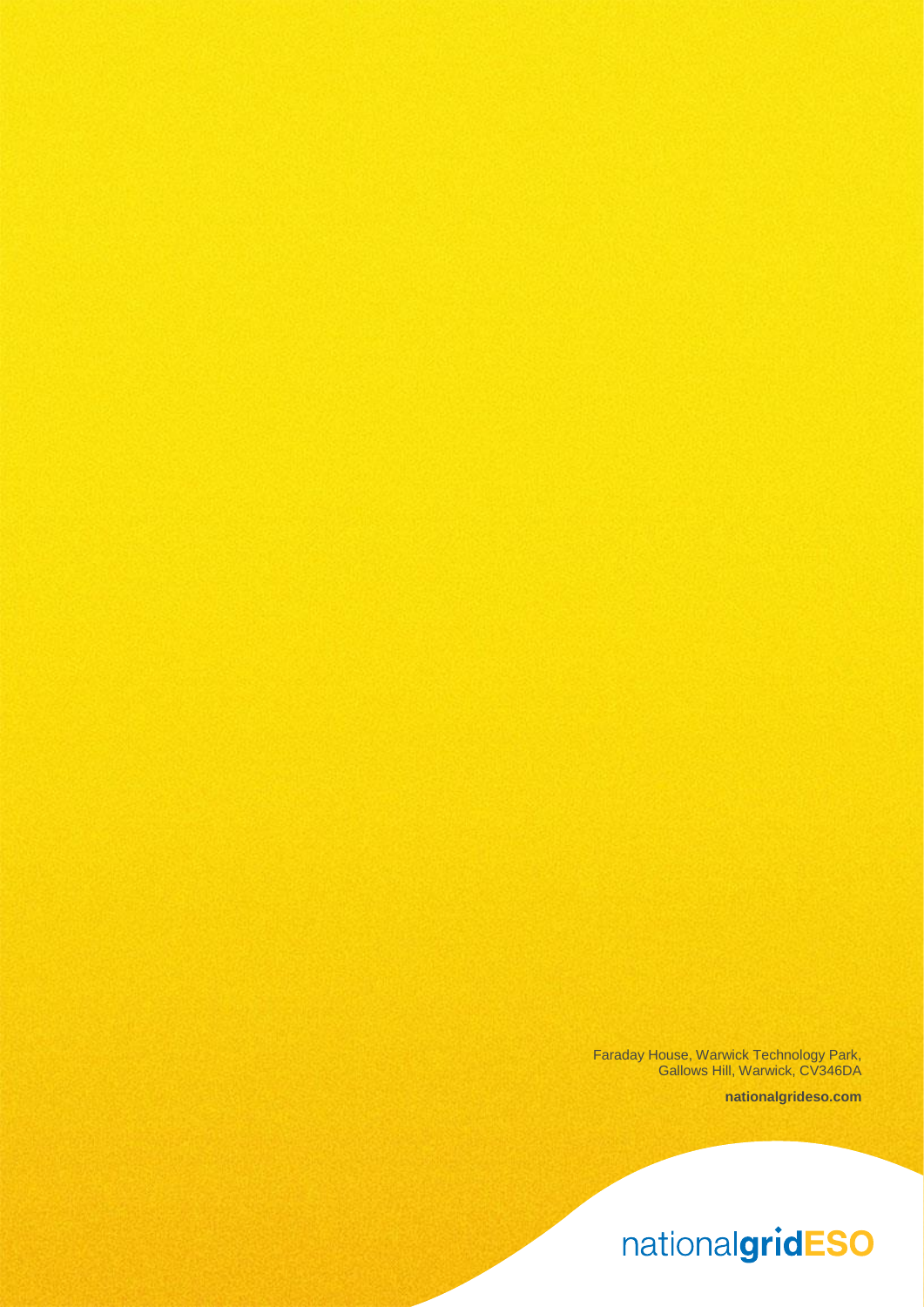Faraday House, Warwick Technology Park,
Gallows Hill, Warwick, CV346DA

**nationalgrideso.com**

nationalgridESO